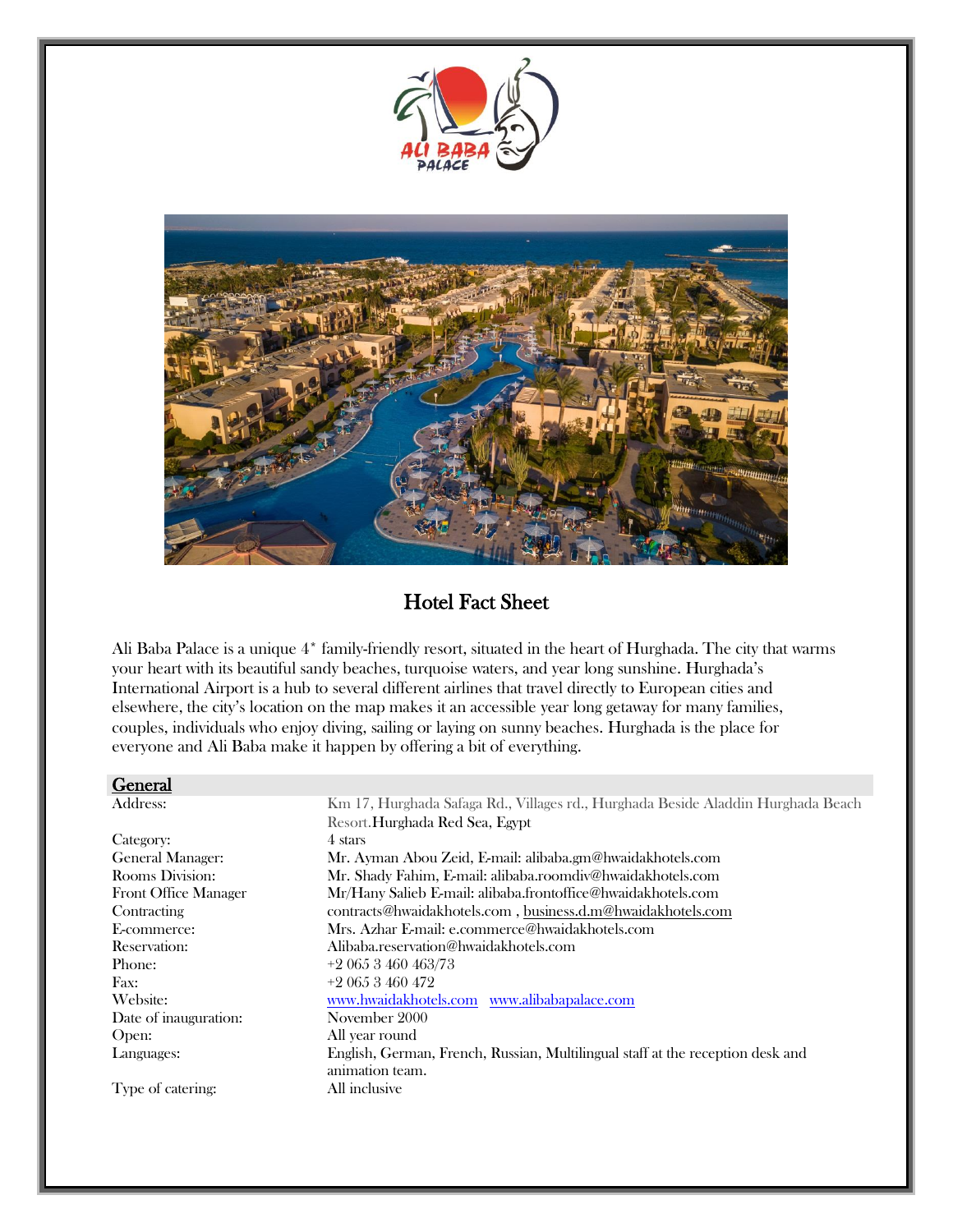# Hotel Fact Sheet

Ali Baba Palace is a unique 4* family-friendly resort, situated in the heart of Hurghada. The city that warms your heart with its beautiful sandy beaches, turquoise waters, and year long sunshine. Hurghada's International Airport is a hub to several different airlines that travel directly to European cities and elsewhere, the city's location on the map makes it an accessible year long getaway for many families, couples, individuals who enjoy diving, sailing or laying on sunny beaches. Hurghada is the place for everyone and Ali Baba make it happen by offering a bit of everything.

## General

| | |
|---|---|
| Address: | Km 17, Hurghada Safaga Rd., Villages rd., Hurghada Beside Aladdin Hurghada Beach Resort.Hurghada Red Sea, Egypt |
| Category: | 4 stars |
| General Manager: | Mr. Ayman Abou Zeid, E-mail: alibaba.gm@hwaidakhotels.com |
| Rooms Division: | Mr. Shady Fahim, E-mail: alibaba.roomdiv@hwaidakhotels.com |
| Front Office Manager | Mr/Hany Salieb E-mail: alibaba.frontoffice@hwaidakhotels.com |
| Contracting | contracts@hwaidakhotels.com , business.d.m@hwaidakhotels.com |
| E-commerce: | Mrs. Azhar E-mail: e.commerce@hwaidakhotels.com |
| Reservation: | Alibaba.reservation@hwaidakhotels.com |
| Phone: | +2 065 3 460 463/73 |
| Fax: | +2 065 3 460 472 |
| Website: | www.hwaidakhotels.com www.alibabapalace.com |
| Date of inauguration: | November 2000 |
| Open: | All year round |
| Languages: | English, German, French, Russian, Multilingual staff at the reception desk and animation team. |
| Type of catering: | All inclusive |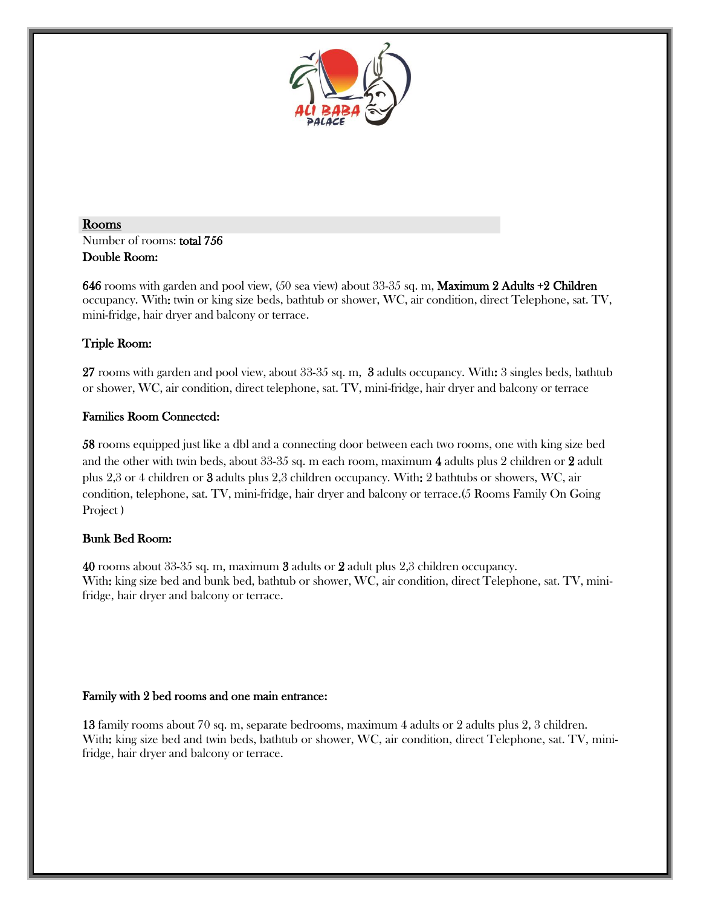## Rooms

Number of rooms: **total 756**

### Double Room:

**646** rooms with garden and pool view, (50 sea view) about 33-35 sq. m, **Maximum 2 Adults +2 Children** occupancy. With**:** twin or king size beds, bathtub or shower, WC, air condition, direct Telephone, sat. TV, mini-fridge, hair dryer and balcony or terrace.

### Triple Room:

**27** rooms with garden and pool view, about 33-35 sq. m, **3** adults occupancy. With**:** 3 singles beds, bathtub or shower, WC, air condition, direct telephone, sat. TV, mini-fridge, hair dryer and balcony or terrace

### Families Room Connected:

**58** rooms equipped just like a dbl and a connecting door between each two rooms, one with king size bed and the other with twin beds, about 33-35 sq. m each room, maximum **4** adults plus 2 children or **2** adult plus 2,3 or 4 children or **3** adults plus 2,3 children occupancy. With**:** 2 bathtubs or showers, WC, air condition, telephone, sat. TV, mini-fridge, hair dryer and balcony or terrace.(5 Rooms Family On Going Project )

### Bunk Bed Room:

**40** rooms about 33-35 sq. m, maximum **3** adults or **2** adult plus 2,3 children occupancy.
With**:** king size bed and bunk bed, bathtub or shower, WC, air condition, direct Telephone, sat. TV, mini-fridge, hair dryer and balcony or terrace.

### Family with 2 bed rooms and one main entrance:

**13** family rooms about 70 sq. m, separate bedrooms, maximum 4 adults or 2 adults plus 2, 3 children.
With**:** king size bed and twin beds, bathtub or shower, WC, air condition, direct Telephone, sat. TV, mini-fridge, hair dryer and balcony or terrace.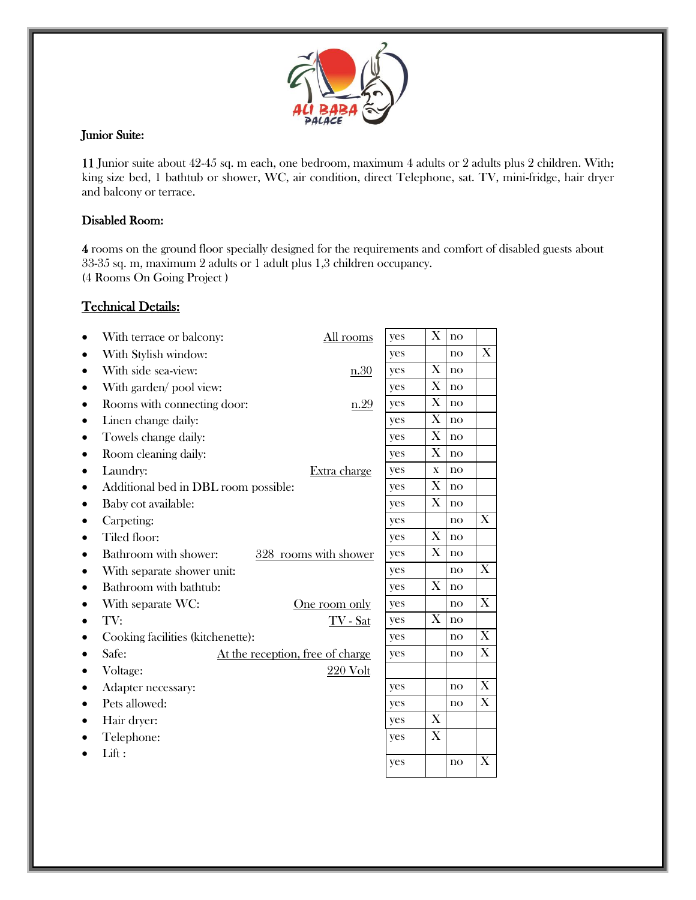## Junior Suite:

**11** Junior suite about 42-45 sq. m each, one bedroom, maximum 4 adults or 2 adults plus 2 children. With: king size bed, 1 bathtub or shower, WC, air condition, direct Telephone, sat. TV, mini-fridge, hair dryer and balcony or terrace.

## Disabled Room:

**4** rooms on the ground floor specially designed for the requirements and comfort of disabled guests about 33-35 sq. m, maximum 2 adults or 1 adult plus 1,3 children occupancy.
(4 Rooms On Going Project )

## Technical Details:

| Feature | Note | | | | |
|---|---|---|---|---|---|
| With terrace or balcony: | All rooms | yes | X | no | |
| With Stylish window: | | yes | | no | X |
| With side sea-view: | n.30 | yes | X | no | |
| With garden/ pool view: | | yes | X | no | |
| Rooms with connecting door: | n.29 | yes | X | no | |
| Linen change daily: | | yes | X | no | |
| Towels change daily: | | yes | X | no | |
| Room cleaning daily: | | yes | X | no | |
| Laundry: | Extra charge | yes | x | no | |
| Additional bed in DBL room possible: | | yes | X | no | |
| Baby cot available: | | yes | X | no | |
| Carpeting: | | yes | | no | X |
| Tiled floor: | | yes | X | no | |
| Bathroom with shower: | 328 rooms with shower | yes | X | no | |
| With separate shower unit: | | yes | | no | X |
| Bathroom with bathtub: | | yes | X | no | |
| With separate WC: | One room only | yes | | no | X |
| TV: | TV - Sat | yes | X | no | |
| Cooking facilities (kitchenette): | | yes | | no | X |
| Safe: | At the reception, free of charge | yes | | no | X |
| Voltage: | 220 Volt | | | | |
| Adapter necessary: | | yes | | no | X |
| Pets allowed: | | yes | | no | X |
| Hair dryer: | | yes | X | | |
| Telephone: | | yes | X | | |
| Lift : | | yes | | no | X |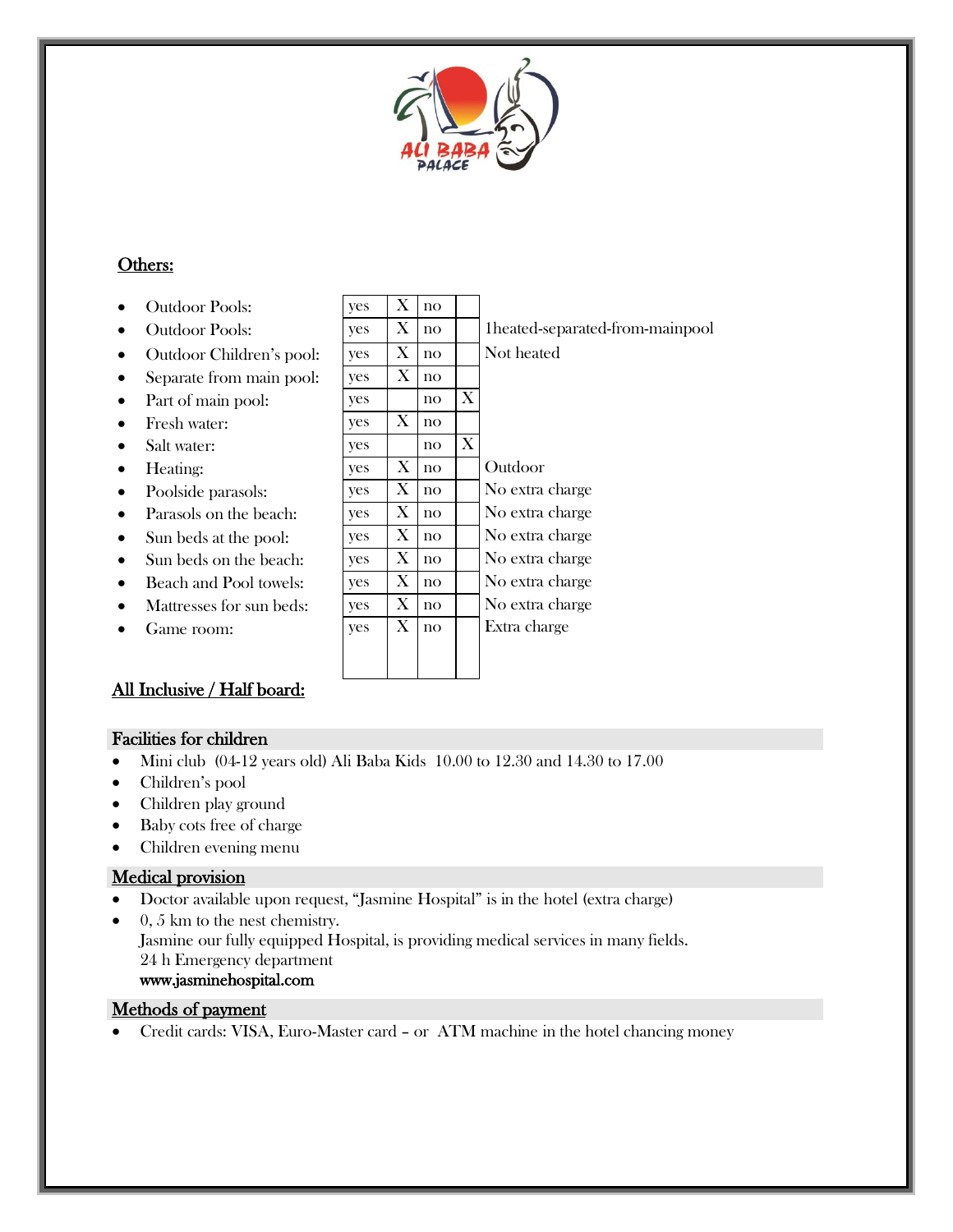## Others:

| | yes | | no | | |
|---|---|---|---|---|---|
| Outdoor Pools: | yes | X | no | | |
| Outdoor Pools: | yes | X | no | | 1heated-separated-from-mainpool |
| Outdoor Children's pool: | yes | X | no | | Not heated |
| Separate from main pool: | yes | X | no | | |
| Part of main pool: | yes | | no | X | |
| Fresh water: | yes | X | no | | |
| Salt water: | yes | | no | X | |
| Heating: | yes | X | no | | Outdoor |
| Poolside parasols: | yes | X | no | | No extra charge |
| Parasols on the beach: | yes | X | no | | No extra charge |
| Sun beds at the pool: | yes | X | no | | No extra charge |
| Sun beds on the beach: | yes | X | no | | No extra charge |
| Beach and Pool towels: | yes | X | no | | No extra charge |
| Mattresses for sun beds: | yes | X | no | | No extra charge |
| Game room: | yes | X | no | | Extra charge |

## All Inclusive / Half board:

### Facilities for children

- Mini club (04-12 years old) Ali Baba Kids 10.00 to 12.30 and 14.30 to 17.00
- Children's pool
- Children play ground
- Baby cots free of charge
- Children evening menu

### Medical provision

- Doctor available upon request, "Jasmine Hospital" is in the hotel (extra charge)
- 0, 5 km to the nest chemistry.
  Jasmine our fully equipped Hospital, is providing medical services in many fields.
  24 h Emergency department
  www.jasminehospital.com

### Methods of payment

- Credit cards: VISA, Euro-Master card – or ATM machine in the hotel chancing money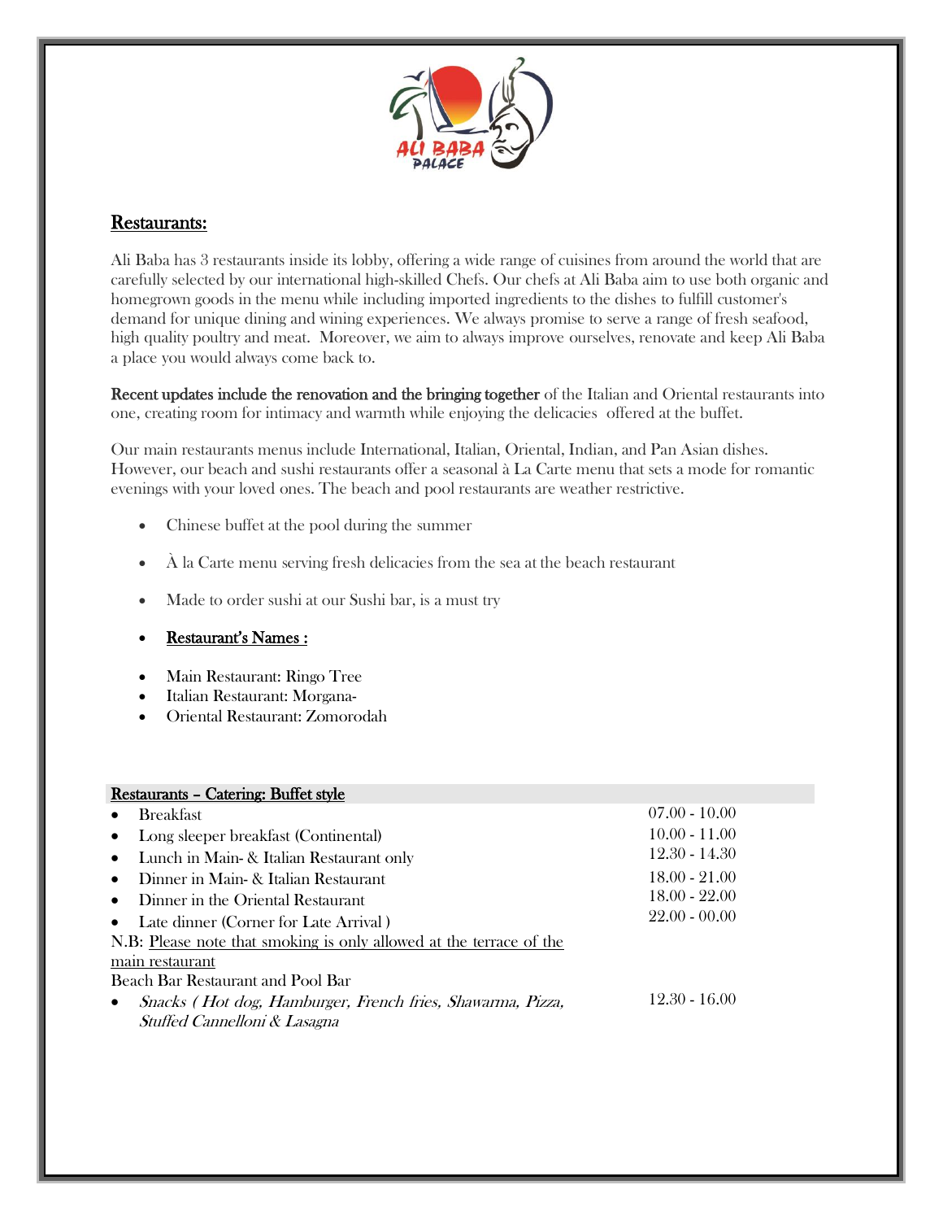## Restaurants:

Ali Baba has 3 restaurants inside its lobby, offering a wide range of cuisines from around the world that are carefully selected by our international high-skilled Chefs. Our chefs at Ali Baba aim to use both organic and homegrown goods in the menu while including imported ingredients to the dishes to fulfill customer's demand for unique dining and wining experiences. We always promise to serve a range of fresh seafood, high quality poultry and meat. Moreover, we aim to always improve ourselves, renovate and keep Ali Baba a place you would always come back to.

**Recent updates include the renovation and the bringing together** of the Italian and Oriental restaurants into one, creating room for intimacy and warmth while enjoying the delicacies offered at the buffet.

Our main restaurants menus include International, Italian, Oriental, Indian, and Pan Asian dishes. However, our beach and sushi restaurants offer a seasonal à La Carte menu that sets a mode for romantic evenings with your loved ones. The beach and pool restaurants are weather restrictive.

- Chinese buffet at the pool during the summer
- À la Carte menu serving fresh delicacies from the sea at the beach restaurant
- Made to order sushi at our Sushi bar, is a must try
- **Restaurant's Names :**
- Main Restaurant: Ringo Tree
- Italian Restaurant: Morgana-
- Oriental Restaurant: Zomorodah

| Restaurants – Catering: Buffet style | |
|---|---|
| • Breakfast | 07.00 - 10.00 |
| • Long sleeper breakfast (Continental) | 10.00 - 11.00 |
| • Lunch in Main- & Italian Restaurant only | 12.30 - 14.30 |
| • Dinner in Main- & Italian Restaurant | 18.00 - 21.00 |
| • Dinner in the Oriental Restaurant | 18.00 - 22.00 |
| • Late dinner (Corner for Late Arrival ) | 22.00 - 00.00 |
| N.B: Please note that smoking is only allowed at the terrace of the main restaurant | |
| Beach Bar Restaurant and Pool Bar | |
| • *Snacks ( Hot dog, Hamburger, French fries, Shawarma, Pizza, Stuffed Cannelloni & Lasagna* | 12.30 - 16.00 |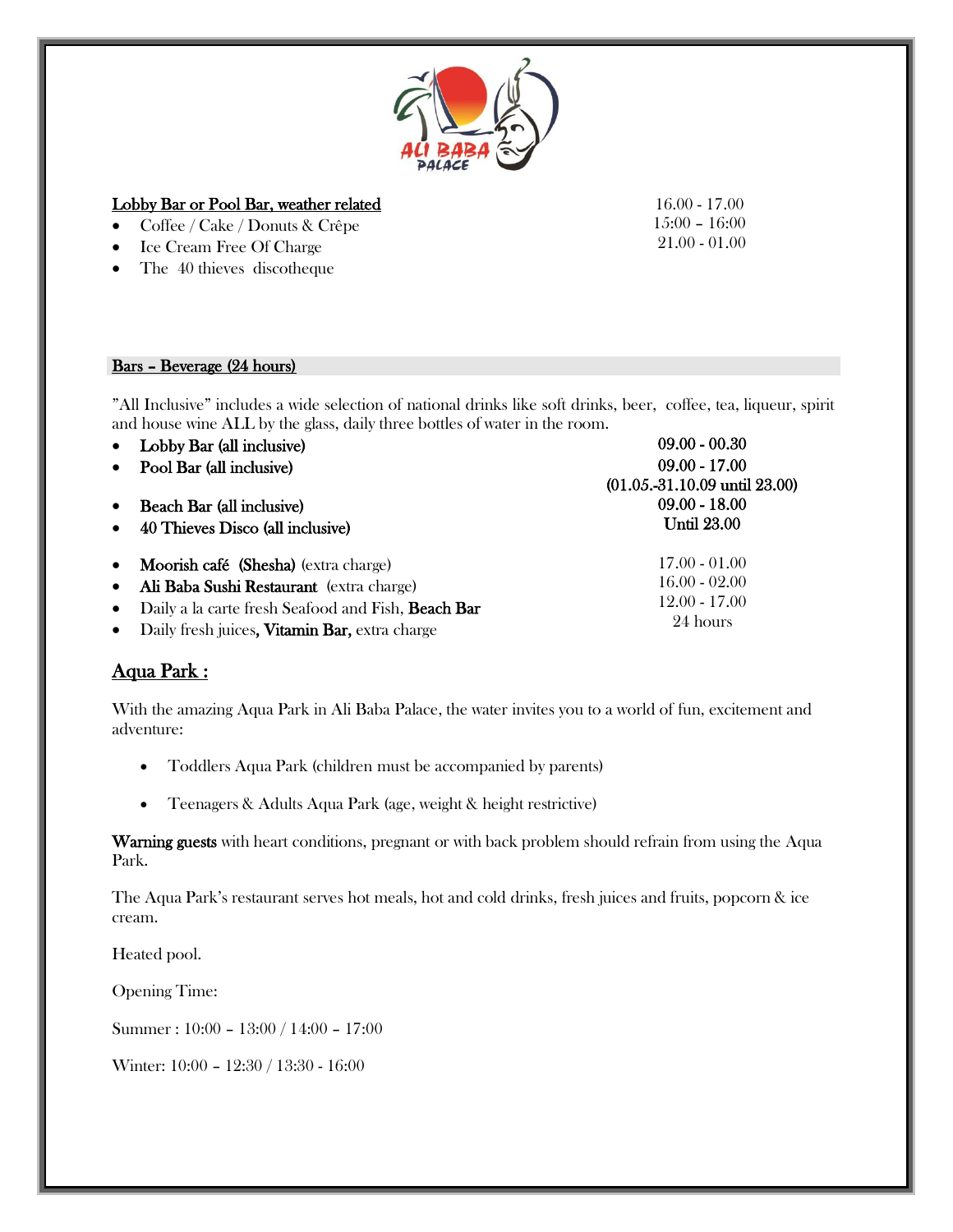**Lobby Bar or Pool Bar, weather related**

| | |
|---|---|
| Coffee / Cake / Donuts & Crêpe | 16.00 - 17.00 |
| Ice Cream Free Of Charge | 15:00 – 16:00 |
| The 40 thieves discotheque | 21.00 - 01.00 |

**Bars – Beverage (24 hours)**

"All Inclusive" includes a wide selection of national drinks like soft drinks, beer, coffee, tea, liqueur, spirit and house wine ALL by the glass, daily three bottles of water in the room.

| | |
|---|---|
| **Lobby Bar (all inclusive)** | **09.00 - 00.30** |
| **Pool Bar (all inclusive)** | **09.00 - 17.00 (01.05.-31.10.09 until 23.00)** |
| **Beach Bar (all inclusive)** | **09.00 - 18.00** |
| **40 Thieves Disco (all inclusive)** | **Until 23.00** |
| **Moorish café (Shesha)** (extra charge) | 17.00 - 01.00 |
| **Ali Baba Sushi Restaurant** (extra charge) | 16.00 - 02.00 |
| Daily a la carte fresh Seafood and Fish, **Beach Bar** | 12.00 - 17.00 |
| Daily fresh juices**, Vitamin Bar,** extra charge | 24 hours |

## Aqua Park :

With the amazing Aqua Park in Ali Baba Palace, the water invites you to a world of fun, excitement and adventure:

- Toddlers Aqua Park (children must be accompanied by parents)
- Teenagers & Adults Aqua Park (age, weight & height restrictive)

**Warning guests** with heart conditions, pregnant or with back problem should refrain from using the Aqua Park.

The Aqua Park's restaurant serves hot meals, hot and cold drinks, fresh juices and fruits, popcorn & ice cream.

Heated pool.

Opening Time:

Summer : 10:00 – 13:00 / 14:00 – 17:00

Winter: 10:00 – 12:30 / 13:30 - 16:00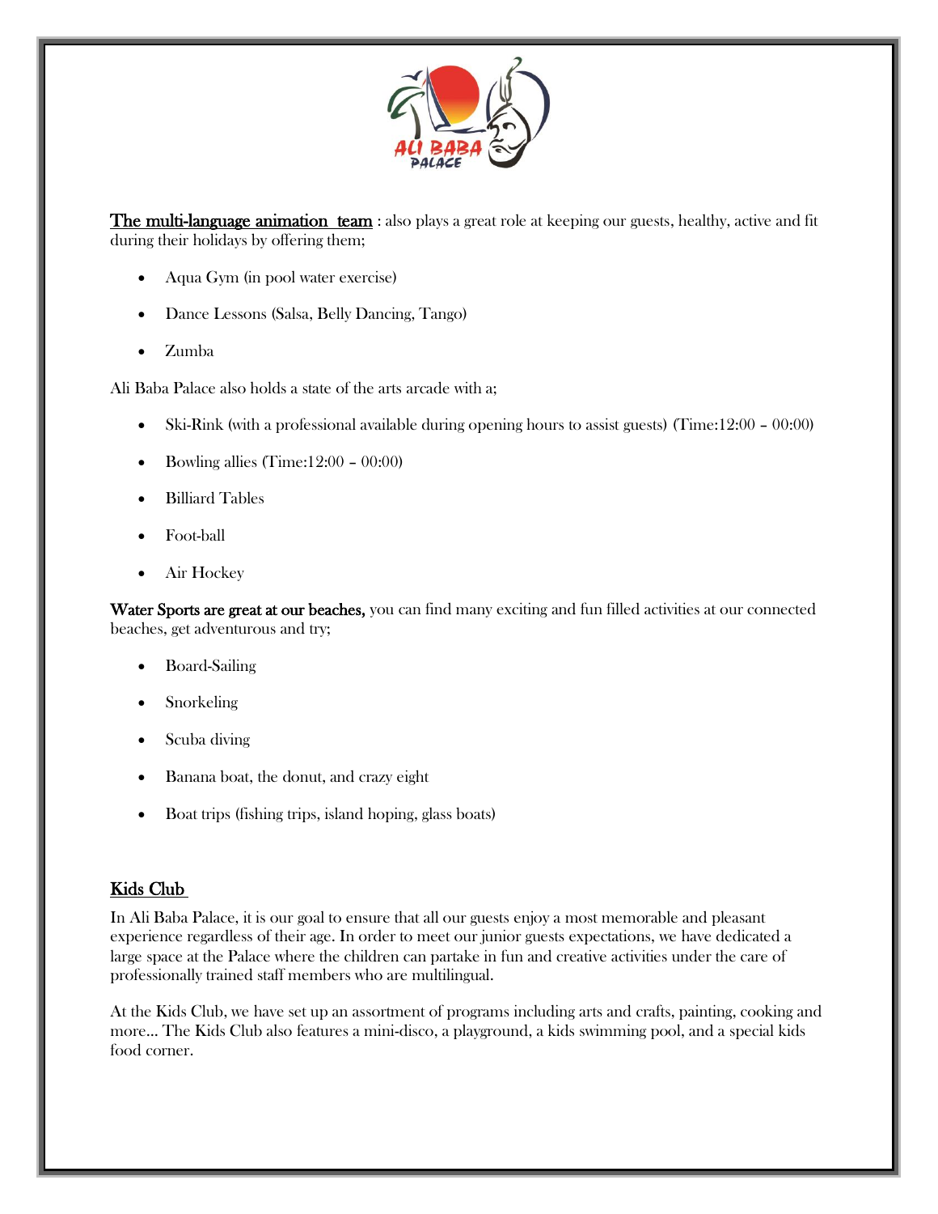**The multi-language animation team** : also plays a great role at keeping our guests, healthy, active and fit during their holidays by offering them;

- Aqua Gym (in pool water exercise)
- Dance Lessons (Salsa, Belly Dancing, Tango)
- Zumba

Ali Baba Palace also holds a state of the arts arcade with a;

- Ski-Rink (with a professional available during opening hours to assist guests) (Time:12:00 – 00:00)
- Bowling allies (Time:12:00 – 00:00)
- Billiard Tables
- Foot-ball
- Air Hockey

**Water Sports are great at our beaches,** you can find many exciting and fun filled activities at our connected beaches, get adventurous and try;

- Board-Sailing
- Snorkeling
- Scuba diving
- Banana boat, the donut, and crazy eight
- Boat trips (fishing trips, island hoping, glass boats)

## Kids Club

In Ali Baba Palace, it is our goal to ensure that all our guests enjoy a most memorable and pleasant experience regardless of their age. In order to meet our junior guests expectations, we have dedicated a large space at the Palace where the children can partake in fun and creative activities under the care of professionally trained staff members who are multilingual.

At the Kids Club, we have set up an assortment of programs including arts and crafts, painting, cooking and more… The Kids Club also features a mini-disco, a playground, a kids swimming pool, and a special kids food corner.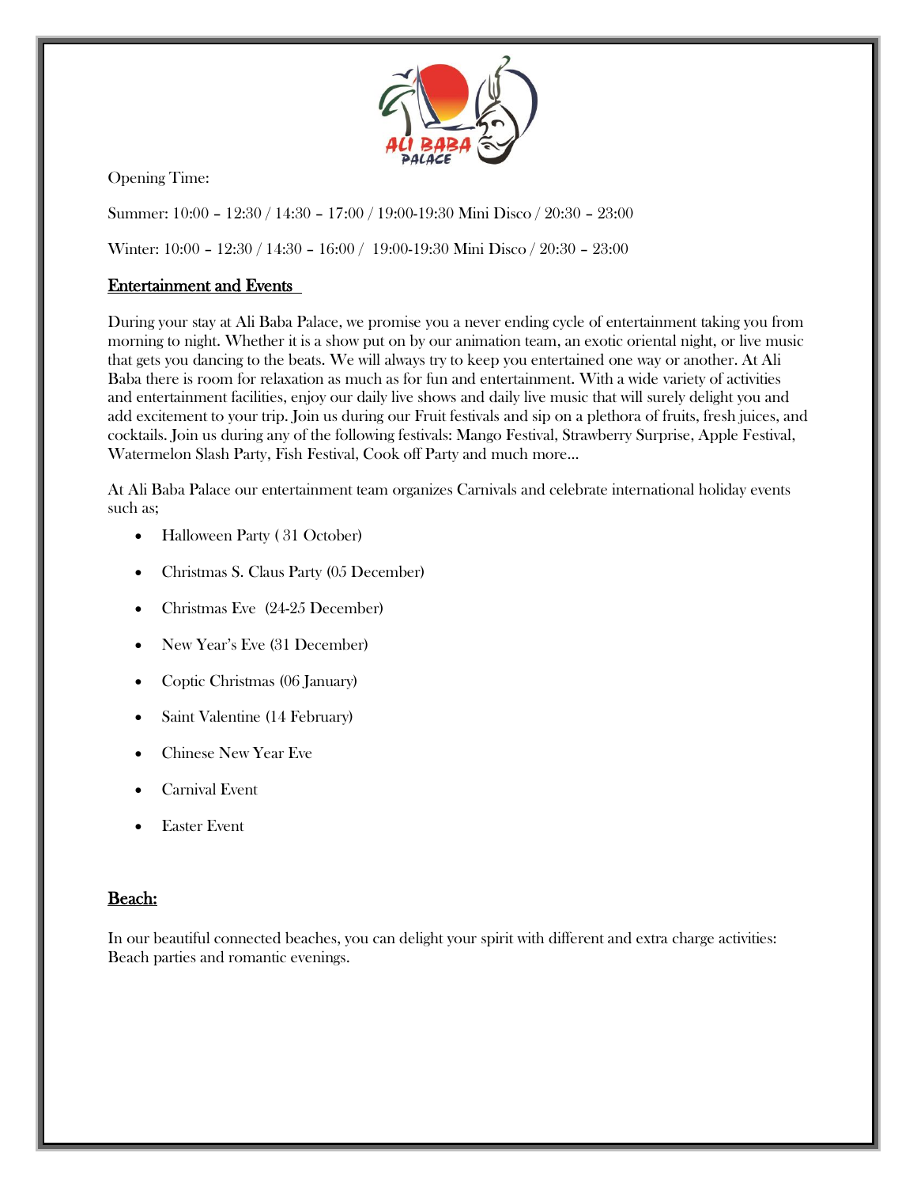Opening Time:

Summer: 10:00 – 12:30 / 14:30 – 17:00 / 19:00-19:30 Mini Disco / 20:30 – 23:00

Winter: 10:00 – 12:30 / 14:30 – 16:00 / 19:00-19:30 Mini Disco / 20:30 – 23:00

## Entertainment and Events

During your stay at Ali Baba Palace, we promise you a never ending cycle of entertainment taking you from morning to night. Whether it is a show put on by our animation team, an exotic oriental night, or live music that gets you dancing to the beats. We will always try to keep you entertained one way or another. At Ali Baba there is room for relaxation as much as for fun and entertainment. With a wide variety of activities and entertainment facilities, enjoy our daily live shows and daily live music that will surely delight you and add excitement to your trip. Join us during our Fruit festivals and sip on a plethora of fruits, fresh juices, and cocktails. Join us during any of the following festivals: Mango Festival, Strawberry Surprise, Apple Festival, Watermelon Slash Party, Fish Festival, Cook off Party and much more…

At Ali Baba Palace our entertainment team organizes Carnivals and celebrate international holiday events such as;

- Halloween Party ( 31 October)
- Christmas S. Claus Party (05 December)
- Christmas Eve (24-25 December)
- New Year's Eve (31 December)
- Coptic Christmas (06 January)
- Saint Valentine (14 February)
- Chinese New Year Eve
- Carnival Event
- Easter Event

## Beach:

In our beautiful connected beaches, you can delight your spirit with different and extra charge activities: Beach parties and romantic evenings.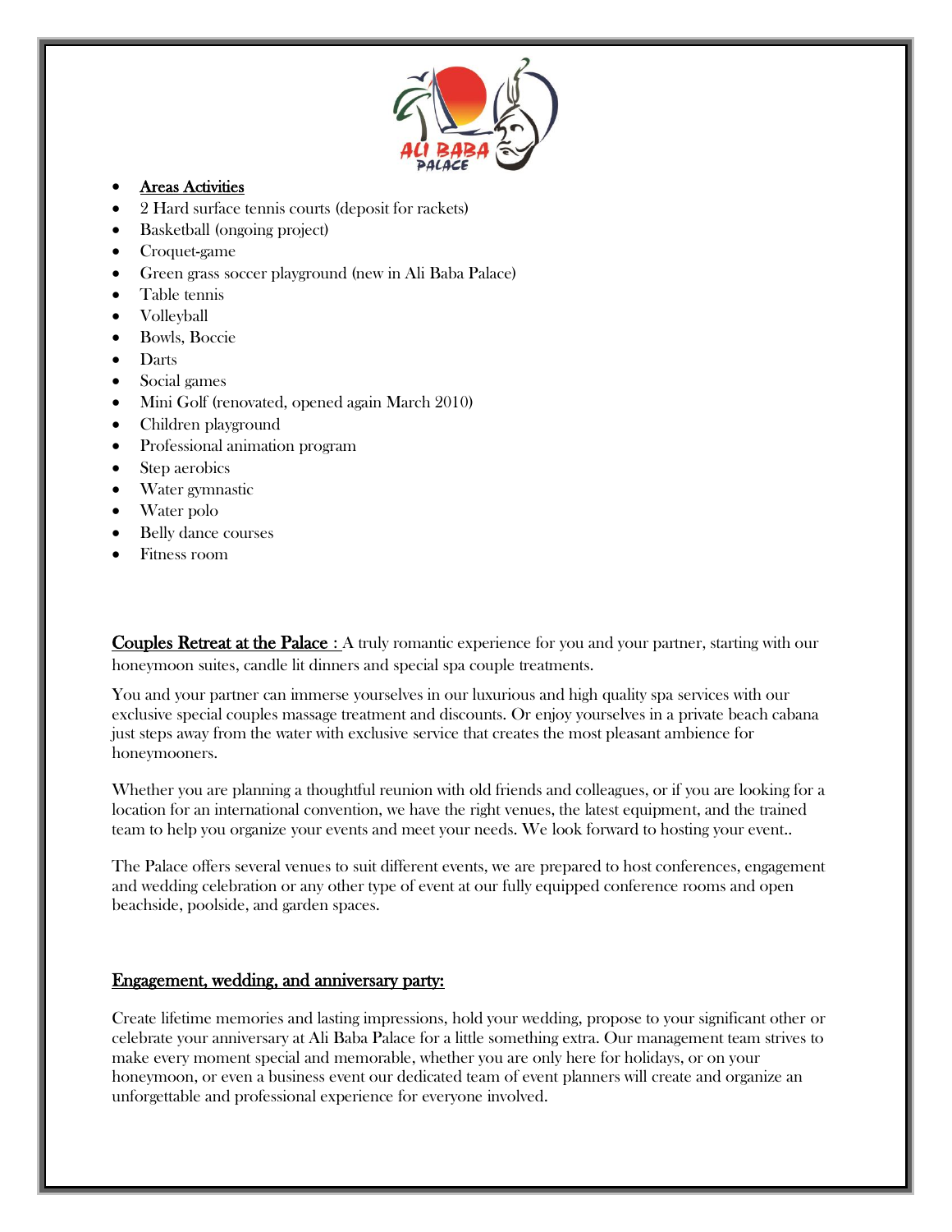- **Areas Activities**
- 2 Hard surface tennis courts (deposit for rackets)
- Basketball (ongoing project)
- Croquet-game
- Green grass soccer playground (new in Ali Baba Palace)
- Table tennis
- Volleyball
- Bowls, Boccie
- Darts
- Social games
- Mini Golf (renovated, opened again March 2010)
- Children playground
- Professional animation program
- Step aerobics
- Water gymnastic
- Water polo
- Belly dance courses
- Fitness room

**Couples Retreat at the Palace :** A truly romantic experience for you and your partner, starting with our honeymoon suites, candle lit dinners and special spa couple treatments.

You and your partner can immerse yourselves in our luxurious and high quality spa services with our exclusive special couples massage treatment and discounts. Or enjoy yourselves in a private beach cabana just steps away from the water with exclusive service that creates the most pleasant ambience for honeymooners.

Whether you are planning a thoughtful reunion with old friends and colleagues, or if you are looking for a location for an international convention, we have the right venues, the latest equipment, and the trained team to help you organize your events and meet your needs. We look forward to hosting your event..

The Palace offers several venues to suit different events, we are prepared to host conferences, engagement and wedding celebration or any other type of event at our fully equipped conference rooms and open beachside, poolside, and garden spaces.

## Engagement, wedding, and anniversary party:

Create lifetime memories and lasting impressions, hold your wedding, propose to your significant other or celebrate your anniversary at Ali Baba Palace for a little something extra. Our management team strives to make every moment special and memorable, whether you are only here for holidays, or on your honeymoon, or even a business event our dedicated team of event planners will create and organize an unforgettable and professional experience for everyone involved.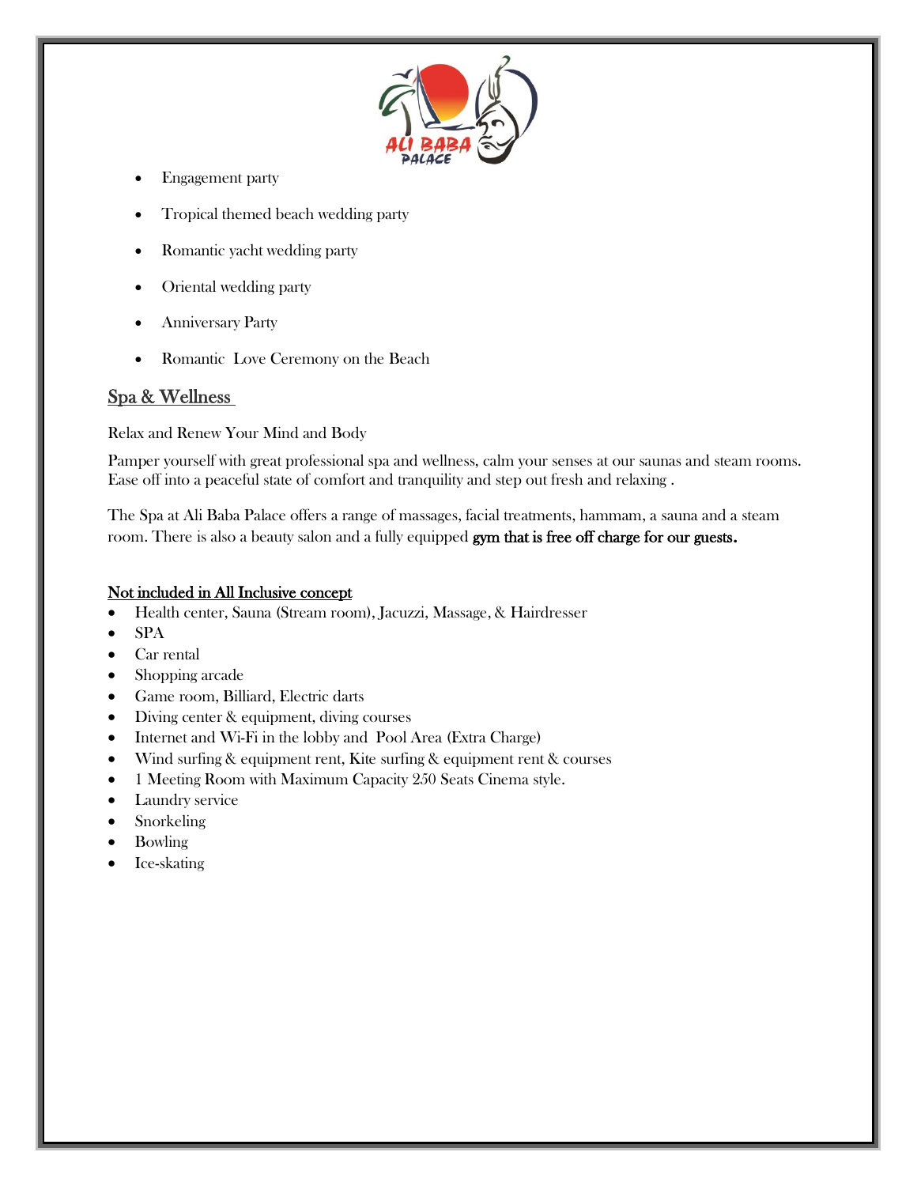- Engagement party
- Tropical themed beach wedding party
- Romantic yacht wedding party
- Oriental wedding party
- Anniversary Party
- Romantic Love Ceremony on the Beach

## Spa & Wellness

Relax and Renew Your Mind and Body

Pamper yourself with great professional spa and wellness, calm your senses at our saunas and steam rooms. Ease off into a peaceful state of comfort and tranquility and step out fresh and relaxing .

The Spa at Ali Baba Palace offers a range of massages, facial treatments, hammam, a sauna and a steam room. There is also a beauty salon and a fully equipped **gym that is free off charge for our guests.**

**Not included in All Inclusive concept**

- Health center, Sauna (Stream room), Jacuzzi, Massage, & Hairdresser
- SPA
- Car rental
- Shopping arcade
- Game room, Billiard, Electric darts
- Diving center & equipment, diving courses
- Internet and Wi-Fi in the lobby and Pool Area (Extra Charge)
- Wind surfing & equipment rent, Kite surfing & equipment rent & courses
- 1 Meeting Room with Maximum Capacity 250 Seats Cinema style.
- Laundry service
- Snorkeling
- Bowling
- Ice-skating